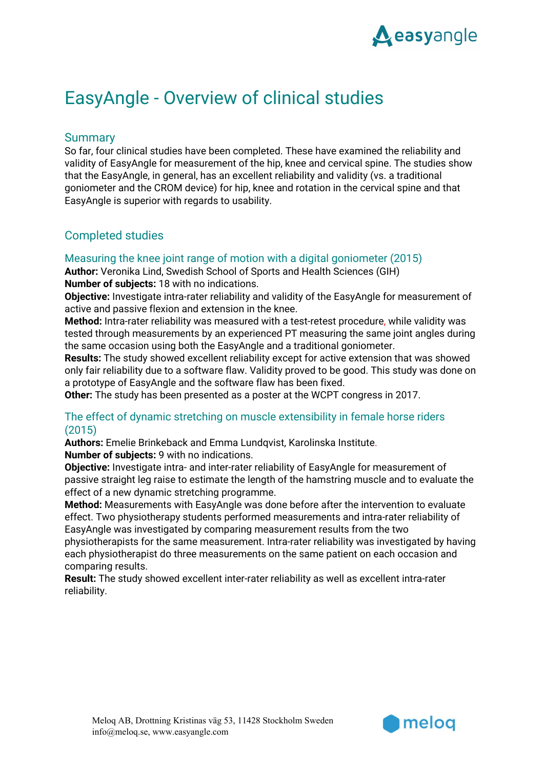// EasyAngle - Overview of clinical studies

# EasyAngle - Overview of clinical studies

## Summary

So far, four clinical studies have been completed. These have examined the reliability and validity of EasyAngle for measurement of the hip, knee and cervical spine. The studies show that the EasyAngle, in general, has an excellent reliability and validity (vs. a traditional goniometer and the CROM device) for hip, knee and rotation in the cervical spine and that EasyAngle is superior with regards to usability.

## Completed studies

### Measuring the knee joint range of motion with a digital goniometer (2015)

**Author:** Veronika Lind, Swedish School of Sports and Health Sciences (GIH)
**Number of subjects:** 18 with no indications.
**Objective:** Investigate intra-rater reliability and validity of the EasyAngle for measurement of active and passive flexion and extension in the knee.
**Method:** Intra-rater reliability was measured with a test-retest procedure, while validity was tested through measurements by an experienced PT measuring the same joint angles during the same occasion using both the EasyAngle and a traditional goniometer.
**Results:** The study showed excellent reliability except for active extension that was showed only fair reliability due to a software flaw. Validity proved to be good. This study was done on a prototype of EasyAngle and the software flaw has been fixed.
**Other:** The study has been presented as a poster at the WCPT congress in 2017.

### The effect of dynamic stretching on muscle extensibility in female horse riders (2015)

**Authors:** Emelie Brinkeback and Emma Lundqvist, Karolinska Institute.
**Number of subjects:** 9 with no indications.
**Objective:** Investigate intra- and inter-rater reliability of EasyAngle for measurement of passive straight leg raise to estimate the length of the hamstring muscle and to evaluate the effect of a new dynamic stretching programme.
**Method:** Measurements with EasyAngle was done before after the intervention to evaluate effect. Two physiotherapy students performed measurements and intra-rater reliability of EasyAngle was investigated by comparing measurement results from the two physiotherapists for the same measurement. Intra-rater reliability was investigated by having each physiotherapist do three measurements on the same patient on each occasion and comparing results.
**Result:** The study showed excellent inter-rater reliability as well as excellent intra-rater reliability.

Meloq AB, Drottning Kristinas väg 53, 11428 Stockholm Sweden
info@meloq.se, www.easyangle.com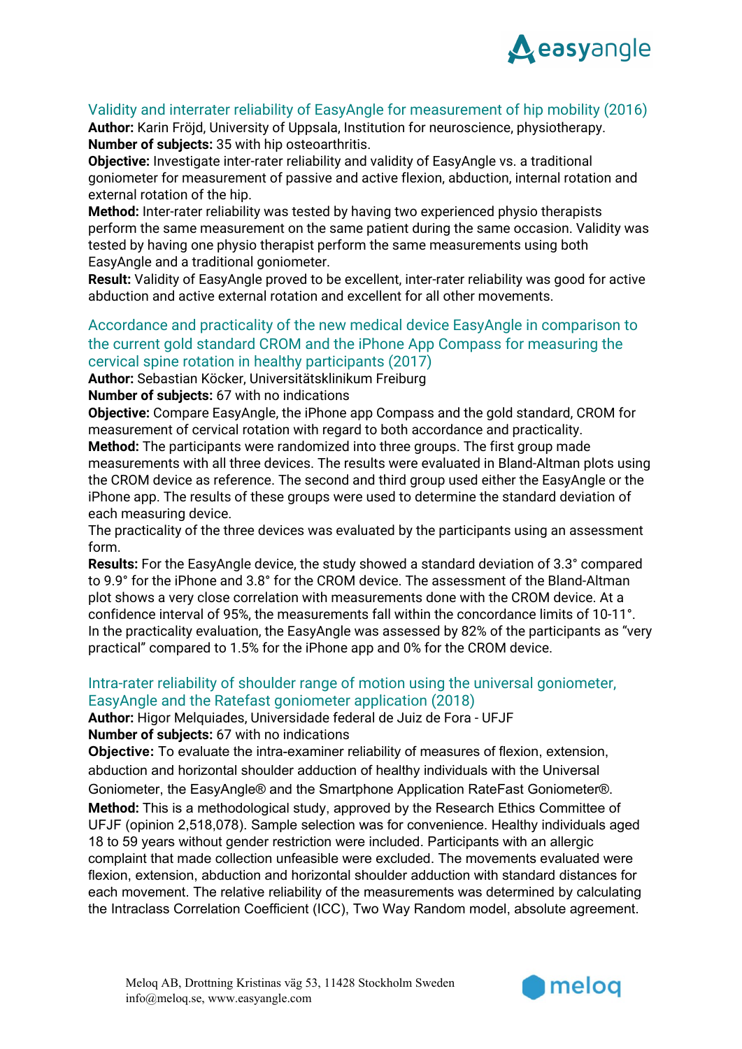## Validity and interrater reliability of EasyAngle for measurement of hip mobility (2016)

**Author:** Karin Fröjd, University of Uppsala, Institution for neuroscience, physiotherapy.
**Number of subjects:** 35 with hip osteoarthritis.
**Objective:** Investigate inter-rater reliability and validity of EasyAngle vs. a traditional goniometer for measurement of passive and active flexion, abduction, internal rotation and external rotation of the hip.
**Method:** Inter-rater reliability was tested by having two experienced physio therapists perform the same measurement on the same patient during the same occasion. Validity was tested by having one physio therapist perform the same measurements using both EasyAngle and a traditional goniometer.
**Result:** Validity of EasyAngle proved to be excellent, inter-rater reliability was good for active abduction and active external rotation and excellent for all other movements.

## Accordance and practicality of the new medical device EasyAngle in comparison to the current gold standard CROM and the iPhone App Compass for measuring the cervical spine rotation in healthy participants (2017)

**Author:** Sebastian Köcker, Universitätsklinikum Freiburg
**Number of subjects:** 67 with no indications
**Objective:** Compare EasyAngle, the iPhone app Compass and the gold standard, CROM for measurement of cervical rotation with regard to both accordance and practicality.
**Method:** The participants were randomized into three groups. The first group made measurements with all three devices. The results were evaluated in Bland-Altman plots using the CROM device as reference. The second and third group used either the EasyAngle or the iPhone app. The results of these groups were used to determine the standard deviation of each measuring device.
The practicality of the three devices was evaluated by the participants using an assessment form.
**Results:** For the EasyAngle device, the study showed a standard deviation of 3.3° compared to 9.9° for the iPhone and 3.8° for the CROM device. The assessment of the Bland-Altman plot shows a very close correlation with measurements done with the CROM device. At a confidence interval of 95%, the measurements fall within the concordance limits of 10-11°. In the practicality evaluation, the EasyAngle was assessed by 82% of the participants as "very practical" compared to 1.5% for the iPhone app and 0% for the CROM device.

## Intra-rater reliability of shoulder range of motion using the universal goniometer, EasyAngle and the Ratefast goniometer application (2018)

**Author:** Higor Melquiades, Universidade federal de Juiz de Fora - UFJF
**Number of subjects:** 67 with no indications
**Objective:** To evaluate the intra-examiner reliability of measures of flexion, extension, abduction and horizontal shoulder adduction of healthy individuals with the Universal Goniometer, the EasyAngle® and the Smartphone Application RateFast Goniometer®.
**Method:** This is a methodological study, approved by the Research Ethics Committee of UFJF (opinion 2,518,078). Sample selection was for convenience. Healthy individuals aged 18 to 59 years without gender restriction were included. Participants with an allergic complaint that made collection unfeasible were excluded. The movements evaluated were flexion, extension, abduction and horizontal shoulder adduction with standard distances for each movement. The relative reliability of the measurements was determined by calculating the Intraclass Correlation Coefficient (ICC), Two Way Random model, absolute agreement.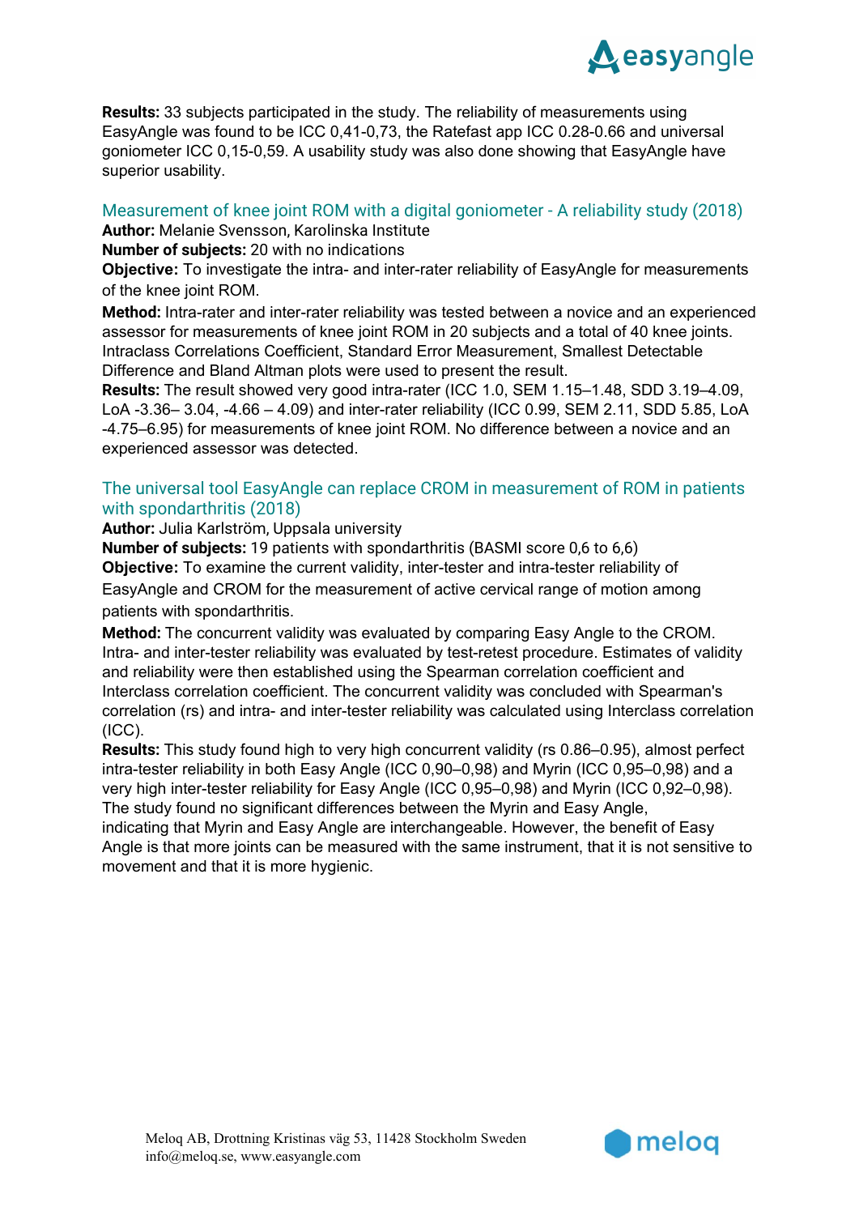**Results:** 33 subjects participated in the study. The reliability of measurements using EasyAngle was found to be ICC 0,41-0,73, the Ratefast app ICC 0.28-0.66 and universal goniometer ICC 0,15-0,59. A usability study was also done showing that EasyAngle have superior usability.

### Measurement of knee joint ROM with a digital goniometer - A reliability study (2018)

**Author:** Melanie Svensson, Karolinska Institute
**Number of subjects:** 20 with no indications
**Objective:** To investigate the intra- and inter-rater reliability of EasyAngle for measurements of the knee joint ROM.
**Method:** Intra-rater and inter-rater reliability was tested between a novice and an experienced assessor for measurements of knee joint ROM in 20 subjects and a total of 40 knee joints. Intraclass Correlations Coefficient, Standard Error Measurement, Smallest Detectable Difference and Bland Altman plots were used to present the result.
**Results:** The result showed very good intra-rater (ICC 1.0, SEM 1.15–1.48, SDD 3.19–4.09, LoA -3.36– 3.04, -4.66 – 4.09) and inter-rater reliability (ICC 0.99, SEM 2.11, SDD 5.85, LoA -4.75–6.95) for measurements of knee joint ROM. No difference between a novice and an experienced assessor was detected.

### The universal tool EasyAngle can replace CROM in measurement of ROM in patients with spondarthritis (2018)

**Author:** Julia Karlström, Uppsala university
**Number of subjects:** 19 patients with spondarthritis (BASMI score 0,6 to 6,6)
**Objective:** To examine the current validity, inter-tester and intra-tester reliability of EasyAngle and CROM for the measurement of active cervical range of motion among patients with spondarthritis.
**Method:** The concurrent validity was evaluated by comparing Easy Angle to the CROM. Intra- and inter-tester reliability was evaluated by test-retest procedure. Estimates of validity and reliability were then established using the Spearman correlation coefficient and Interclass correlation coefficient. The concurrent validity was concluded with Spearman's correlation (rs) and intra- and inter-tester reliability was calculated using Interclass correlation (ICC).
**Results:** This study found high to very high concurrent validity (rs 0.86–0.95), almost perfect intra-tester reliability in both Easy Angle (ICC 0,90–0,98) and Myrin (ICC 0,95–0,98) and a very high inter-tester reliability for Easy Angle (ICC 0,95–0,98) and Myrin (ICC 0,92–0,98). The study found no significant differences between the Myrin and Easy Angle, indicating that Myrin and Easy Angle are interchangeable. However, the benefit of Easy Angle is that more joints can be measured with the same instrument, that it is not sensitive to movement and that it is more hygienic.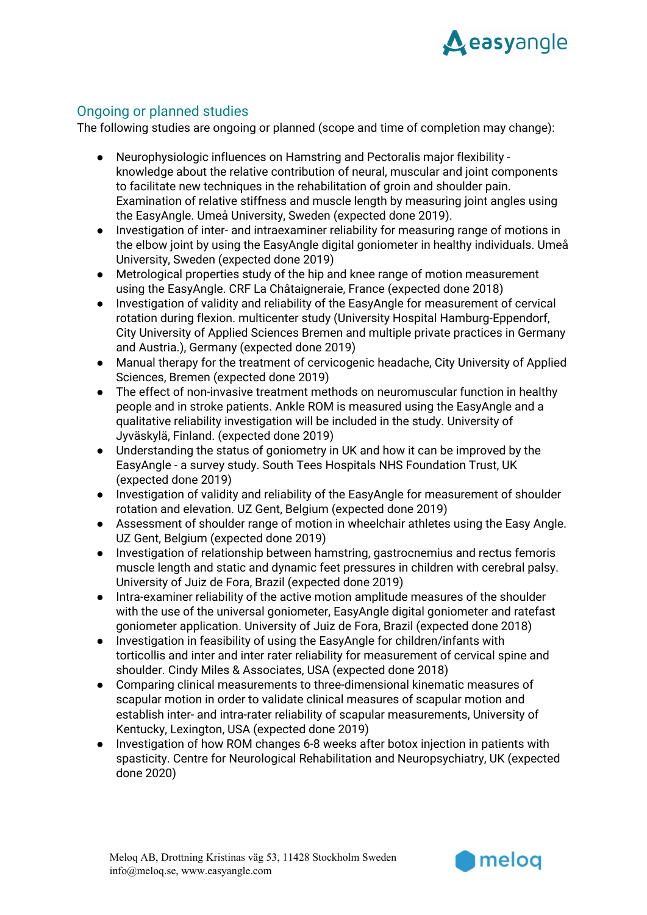## Ongoing or planned studies

The following studies are ongoing or planned (scope and time of completion may change):

- Neurophysiologic influences on Hamstring and Pectoralis major flexibility - knowledge about the relative contribution of neural, muscular and joint components to facilitate new techniques in the rehabilitation of groin and shoulder pain. Examination of relative stiffness and muscle length by measuring joint angles using the EasyAngle. Umeå University, Sweden (expected done 2019).
- Investigation of inter- and intraexaminer reliability for measuring range of motions in the elbow joint by using the EasyAngle digital goniometer in healthy individuals. Umeå University, Sweden (expected done 2019)
- Metrological properties study of the hip and knee range of motion measurement using the EasyAngle. CRF La Châtaigneraie, France (expected done 2018)
- Investigation of validity and reliability of the EasyAngle for measurement of cervical rotation during flexion. multicenter study (University Hospital Hamburg-Eppendorf, City University of Applied Sciences Bremen and multiple private practices in Germany and Austria.), Germany (expected done 2019)
- Manual therapy for the treatment of cervicogenic headache, City University of Applied Sciences, Bremen (expected done 2019)
- The effect of non-invasive treatment methods on neuromuscular function in healthy people and in stroke patients. Ankle ROM is measured using the EasyAngle and a qualitative reliability investigation will be included in the study. University of Jyväskylä, Finland. (expected done 2019)
- Understanding the status of goniometry in UK and how it can be improved by the EasyAngle - a survey study. South Tees Hospitals NHS Foundation Trust, UK (expected done 2019)
- Investigation of validity and reliability of the EasyAngle for measurement of shoulder rotation and elevation. UZ Gent, Belgium (expected done 2019)
- Assessment of shoulder range of motion in wheelchair athletes using the Easy Angle. UZ Gent, Belgium (expected done 2019)
- Investigation of relationship between hamstring, gastrocnemius and rectus femoris muscle length and static and dynamic feet pressures in children with cerebral palsy. University of Juiz de Fora, Brazil (expected done 2019)
- Intra-examiner reliability of the active motion amplitude measures of the shoulder with the use of the universal goniometer, EasyAngle digital goniometer and ratefast goniometer application. University of Juiz de Fora, Brazil (expected done 2018)
- Investigation in feasibility of using the EasyAngle for children/infants with torticollis and inter and inter rater reliability for measurement of cervical spine and shoulder. Cindy Miles & Associates, USA (expected done 2018)
- Comparing clinical measurements to three-dimensional kinematic measures of scapular motion in order to validate clinical measures of scapular motion and establish inter- and intra-rater reliability of scapular measurements, University of Kentucky, Lexington, USA (expected done 2019)
- Investigation of how ROM changes 6-8 weeks after botox injection in patients with spasticity. Centre for Neurological Rehabilitation and Neuropsychiatry, UK (expected done 2020)